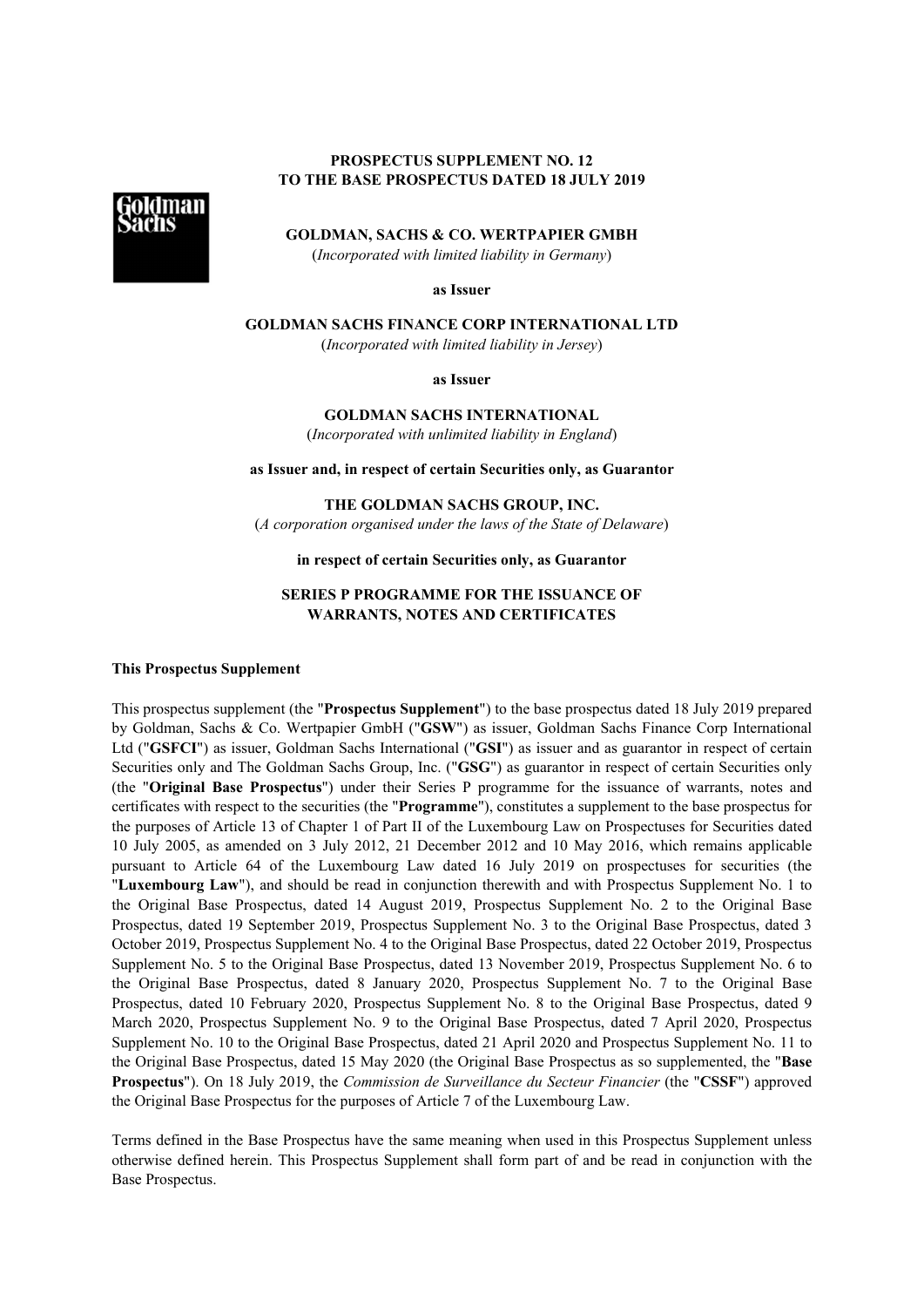**PROSPECTUS SUPPLEMENT NO. 12**
**TO THE BASE PROSPECTUS DATED 18 JULY 2019**

**GOLDMAN, SACHS & CO. WERTPAPIER GMBH**
(*Incorporated with limited liability in Germany*)

**as Issuer**

**GOLDMAN SACHS FINANCE CORP INTERNATIONAL LTD**
(*Incorporated with limited liability in Jersey*)

**as Issuer**

**GOLDMAN SACHS INTERNATIONAL**
(*Incorporated with unlimited liability in England*)

**as Issuer and, in respect of certain Securities only, as Guarantor**

**THE GOLDMAN SACHS GROUP, INC.**
(*A corporation organised under the laws of the State of Delaware*)

**in respect of certain Securities only, as Guarantor**

**SERIES P PROGRAMME FOR THE ISSUANCE OF WARRANTS, NOTES AND CERTIFICATES**

**This Prospectus Supplement**

This prospectus supplement (the "**Prospectus Supplement**") to the base prospectus dated 18 July 2019 prepared by Goldman, Sachs & Co. Wertpapier GmbH ("**GSW**") as issuer, Goldman Sachs Finance Corp International Ltd ("**GSFCI**") as issuer, Goldman Sachs International ("**GSI**") as issuer and as guarantor in respect of certain Securities only and The Goldman Sachs Group, Inc. ("**GSG**") as guarantor in respect of certain Securities only (the "**Original Base Prospectus**") under their Series P programme for the issuance of warrants, notes and certificates with respect to the securities (the "**Programme**"), constitutes a supplement to the base prospectus for the purposes of Article 13 of Chapter 1 of Part II of the Luxembourg Law on Prospectuses for Securities dated 10 July 2005, as amended on 3 July 2012, 21 December 2012 and 10 May 2016, which remains applicable pursuant to Article 64 of the Luxembourg Law dated 16 July 2019 on prospectuses for securities (the "**Luxembourg Law**"), and should be read in conjunction therewith and with Prospectus Supplement No. 1 to the Original Base Prospectus, dated 14 August 2019, Prospectus Supplement No. 2 to the Original Base Prospectus, dated 19 September 2019, Prospectus Supplement No. 3 to the Original Base Prospectus, dated 3 October 2019, Prospectus Supplement No. 4 to the Original Base Prospectus, dated 22 October 2019, Prospectus Supplement No. 5 to the Original Base Prospectus, dated 13 November 2019, Prospectus Supplement No. 6 to the Original Base Prospectus, dated 8 January 2020, Prospectus Supplement No. 7 to the Original Base Prospectus, dated 10 February 2020, Prospectus Supplement No. 8 to the Original Base Prospectus, dated 9 March 2020, Prospectus Supplement No. 9 to the Original Base Prospectus, dated 7 April 2020, Prospectus Supplement No. 10 to the Original Base Prospectus, dated 21 April 2020 and Prospectus Supplement No. 11 to the Original Base Prospectus, dated 15 May 2020 (the Original Base Prospectus as so supplemented, the "**Base Prospectus**"). On 18 July 2019, the *Commission de Surveillance du Secteur Financier* (the "**CSSF**") approved the Original Base Prospectus for the purposes of Article 7 of the Luxembourg Law.

Terms defined in the Base Prospectus have the same meaning when used in this Prospectus Supplement unless otherwise defined herein. This Prospectus Supplement shall form part of and be read in conjunction with the Base Prospectus.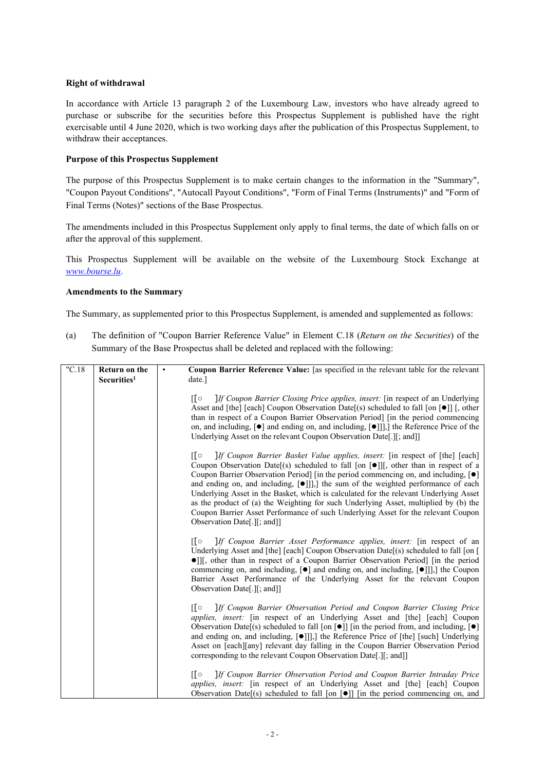**Right of withdrawal**

In accordance with Article 13 paragraph 2 of the Luxembourg Law, investors who have already agreed to purchase or subscribe for the securities before this Prospectus Supplement is published have the right exercisable until 4 June 2020, which is two working days after the publication of this Prospectus Supplement, to withdraw their acceptances.

**Purpose of this Prospectus Supplement**

The purpose of this Prospectus Supplement is to make certain changes to the information in the "Summary", "Coupon Payout Conditions", "Autocall Payout Conditions", "Form of Final Terms (Instruments)" and "Form of Final Terms (Notes)" sections of the Base Prospectus.

The amendments included in this Prospectus Supplement only apply to final terms, the date of which falls on or after the approval of this supplement.

This Prospectus Supplement will be available on the website of the Luxembourg Stock Exchange at *www.bourse.lu*.

**Amendments to the Summary**

The Summary, as supplemented prior to this Prospectus Supplement, is amended and supplemented as follows:

(a) The definition of "Coupon Barrier Reference Value" in Element C.18 (*Return on the Securities*) of the Summary of the Base Prospectus shall be deleted and replaced with the following:

| "C.18 | **Return on the Securities**[1] | • **Coupon Barrier Reference Value:** [as specified in the relevant table for the relevant date.]<br><br>[[○ ]*If Coupon Barrier Closing Price applies, insert:* [in respect of an Underlying Asset and [the] [each] Coupon Observation Date[(s) scheduled to fall [on [●]] [, other than in respect of a Coupon Barrier Observation Period] [in the period commencing on, and including, [●] and ending on, and including, [●]]],] the Reference Price of the Underlying Asset on the relevant Coupon Observation Date[.][; and]]<br><br>[[○ ]*If Coupon Barrier Basket Value applies, insert:* [in respect of [the] [each] Coupon Observation Date[(s) scheduled to fall [on [●]][, other than in respect of a Coupon Barrier Observation Period] [in the period commencing on, and including, [●] and ending on, and including, [●]]],] the sum of the weighted performance of each Underlying Asset in the Basket, which is calculated for the relevant Underlying Asset as the product of (a) the Weighting for such Underlying Asset, multiplied by (b) the Coupon Barrier Asset Performance of such Underlying Asset for the relevant Coupon Observation Date[.][; and]]<br><br>[[○ ]*If Coupon Barrier Asset Performance applies, insert:* [in respect of an Underlying Asset and [the] [each] Coupon Observation Date[(s) scheduled to fall [on [●]][, other than in respect of a Coupon Barrier Observation Period] [in the period commencing on, and including, [●] and ending on, and including, [●]]],] the Coupon Barrier Asset Performance of the Underlying Asset for the relevant Coupon Observation Date[.][; and]]<br><br>[[○ ]*If Coupon Barrier Observation Period and Coupon Barrier Closing Price applies, insert:* [in respect of an Underlying Asset and [the] [each] Coupon Observation Date[(s) scheduled to fall [on [●]] [in the period from, and including, [●] and ending on, and including, [●]]],] the Reference Price of [the] [such] Underlying Asset on [each][any] relevant day falling in the Coupon Barrier Observation Period corresponding to the relevant Coupon Observation Date[.][; and]]<br><br>[[○ ]*If Coupon Barrier Observation Period and Coupon Barrier Intraday Price applies, insert:* [in respect of an Underlying Asset and [the] [each] Coupon Observation Date[(s) scheduled to fall [on [●]] [in the period commencing on, and |
|---|---|---|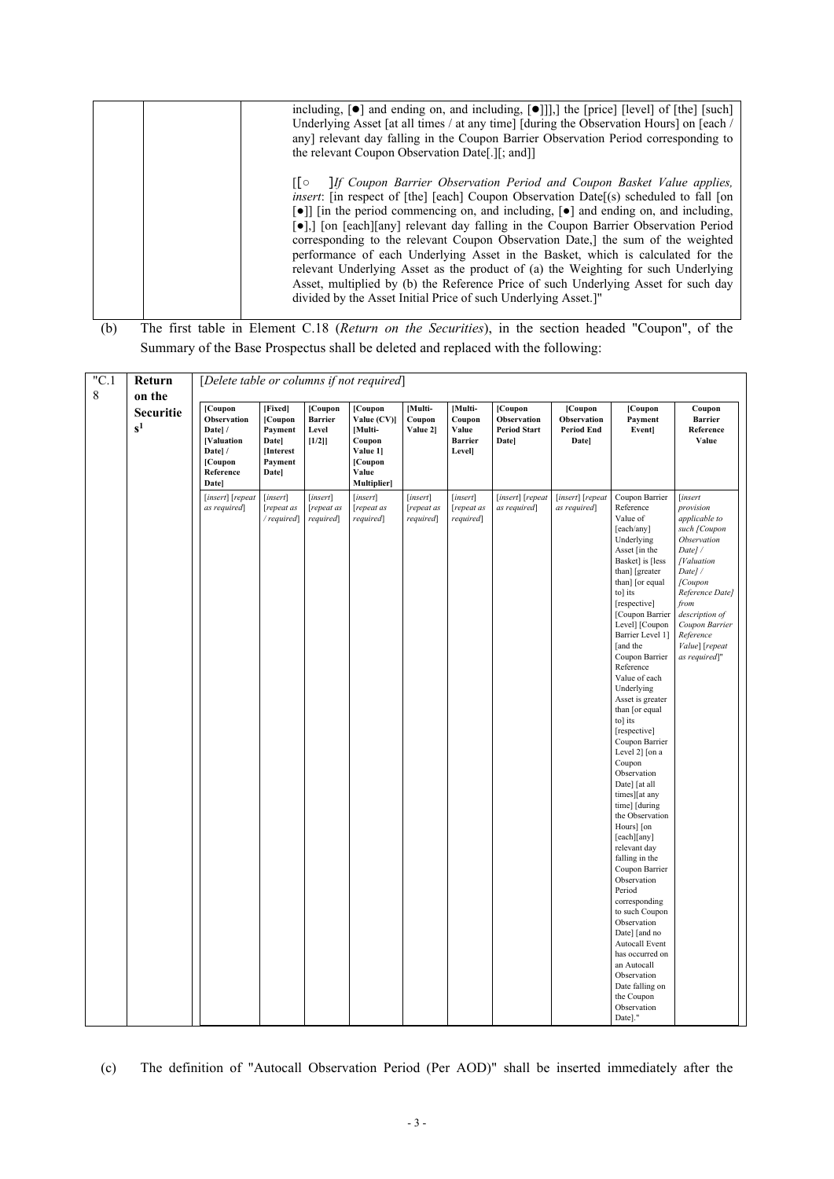| | | including, [●] and ending on, and including, [●]]],] the [price] [level] of [the] [such] Underlying Asset [at all times / at any time] [during the Observation Hours] on [each / any] relevant day falling in the Coupon Barrier Observation Period corresponding to the relevant Coupon Observation Date[.][; and]]<br><br>[[○ ]*If Coupon Barrier Observation Period and Coupon Basket Value applies, insert*: [in respect of [the] [each] Coupon Observation Date[(s) scheduled to fall [on [●]] [in the period commencing on, and including, [●] and ending on, and including, [●],] [on [each][any] relevant day falling in the Coupon Barrier Observation Period corresponding to the relevant Coupon Observation Date,] the sum of the weighted performance of each Underlying Asset in the Basket, which is calculated for the relevant Underlying Asset as the product of (a) the Weighting for such Underlying Asset, multiplied by (b) the Reference Price of such Underlying Asset for such day divided by the Asset Initial Price of such Underlying Asset.]" |
|---|---|---|

(b) The first table in Element C.18 (*Return on the Securities*), in the section headed "Coupon", of the Summary of the Base Prospectus shall be deleted and replaced with the following:

"C.18 **Return on the Securities**[1]

[*Delete table or columns if not required*]

| [Coupon Observation Date] / [Valuation Date] / [Coupon Reference Date] | [Fixed] [Coupon Payment Date] [Interest Payment Date] | [Coupon Barrier Level [1/2]] | [Coupon Value (CV)] [Multi-Coupon Value 1] [Coupon Value Multiplier] | [Multi-Coupon Value 2] | [Multi-Coupon Value Barrier Level] | [Coupon Observation Period Start Date] | [Coupon Observation Period End Date] | [Coupon Payment Event] | Coupon Barrier Reference Value |
|---|---|---|---|---|---|---|---|---|---|
| [*insert*] [*repeat as required*] | [*insert*] [*repeat as / required*] | [*insert*] [*repeat as required*] | [*insert*] [*repeat as required*] | [*insert*] [*repeat as required*] | [*insert*] [*repeat as required*] | [*insert*] [*repeat as required*] | [*insert*] [*repeat as required*] | Coupon Barrier Reference Value of [each/any] Underlying Asset [in the Basket] is [less than] [greater than] [or equal to] its [respective] [Coupon Barrier Level] [Coupon Barrier Level 1] [and the Coupon Barrier Reference Value of each Underlying Asset is greater than [or equal to] its [respective] Coupon Barrier Level 2] [on a Coupon Observation Date] [at all times][at any time] [during the Observation Hours] [on [each][any] relevant day falling in the Coupon Barrier Observation Period corresponding to such Coupon Observation Date] [and no Autocall Event has occurred on an Autocall Observation Date falling on the Coupon Observation Date]." | [*insert provision applicable to such [Coupon Observation Date] / [Valuation Date] / [Coupon Reference Date] from description of Coupon Barrier Reference Value*] [*repeat as required*]" |

(c) The definition of "Autocall Observation Period (Per AOD)" shall be inserted immediately after the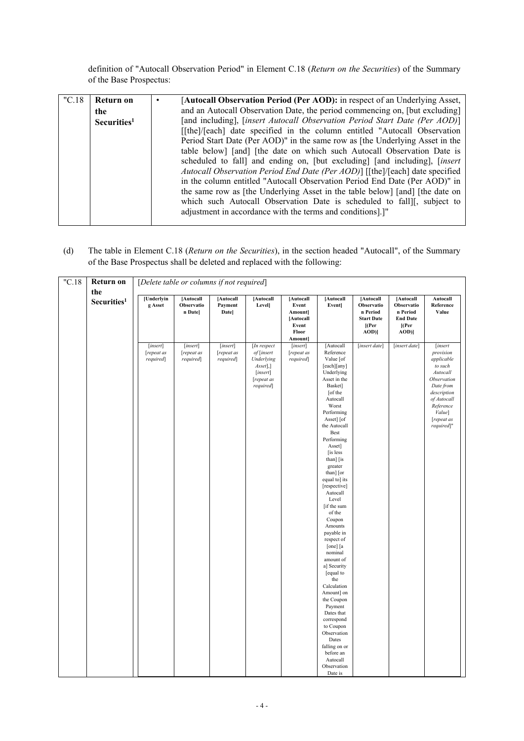definition of "Autocall Observation Period" in Element C.18 (*Return on the Securities*) of the Summary of the Base Prospectus:

| "C.18 | **Return on the Securities**[1] | • [**Autocall Observation Period (Per AOD):** in respect of an Underlying Asset, and an Autocall Observation Date, the period commencing on, [but excluding] [and including], [*insert Autocall Observation Period Start Date (Per AOD)*] [[the]/[each] date specified in the column entitled "Autocall Observation Period Start Date (Per AOD)" in the same row as [the Underlying Asset in the table below] [and] [the date on which such Autocall Observation Date is scheduled to fall] and ending on, [but excluding] [and including], [*insert Autocall Observation Period End Date (Per AOD)*] [[the]/[each] date specified in the column entitled "Autocall Observation Period End Date (Per AOD)" in the same row as [the Underlying Asset in the table below] [and] [the date on which such Autocall Observation Date is scheduled to fall][, subject to adjustment in accordance with the terms and conditions].]" |
|---|---|---|

(d) The table in Element C.18 (*Return on the Securities*), in the section headed "Autocall", of the Summary of the Base Prospectus shall be deleted and replaced with the following:

"C.18 **Return on the Securities**[1]

[*Delete table or columns if not required*]

| [Underlying Asset | [Autocall Observation Date] | [Autocall Payment Date] | [Autocall Level] | [Autocall Event Amount] [Autocall Event Floor Amount] | [Autocall Event] | [Autocall Observation Period Start Date [(Per AOD)] | [Autocall Observation Period End Date [(Per AOD)] | Autocall Reference Value |
|---|---|---|---|---|---|---|---|---|
| [*insert*] [*repeat as required*] | [*insert*] [*repeat as required*] | [*insert*] [*repeat as required*] | [*In respect of* [*insert Underlying Asset*],] [*insert*] [*repeat as required*] | [*insert*] [*repeat as required*] | [Autocall Reference Value [of [each][any] Underlying Asset in the Basket] [of the Autocall Worst Performing Asset] [of the Autocall Best Performing Asset] [is less than] [is greater than] [or equal to] its [respective] Autocall Level [if the sum of the Coupon Amounts payable in respect of [one] [a nominal amount of a] Security [equal to the Calculation Amount] on the Coupon Payment Dates that correspond to Coupon Observation Dates falling on or before an Autocall Observation Date is | [*insert date*] | [*insert date*] | [*insert provision applicable to such Autocall Observation Date from description of Autocall Reference Value*] [*repeat as required*]" |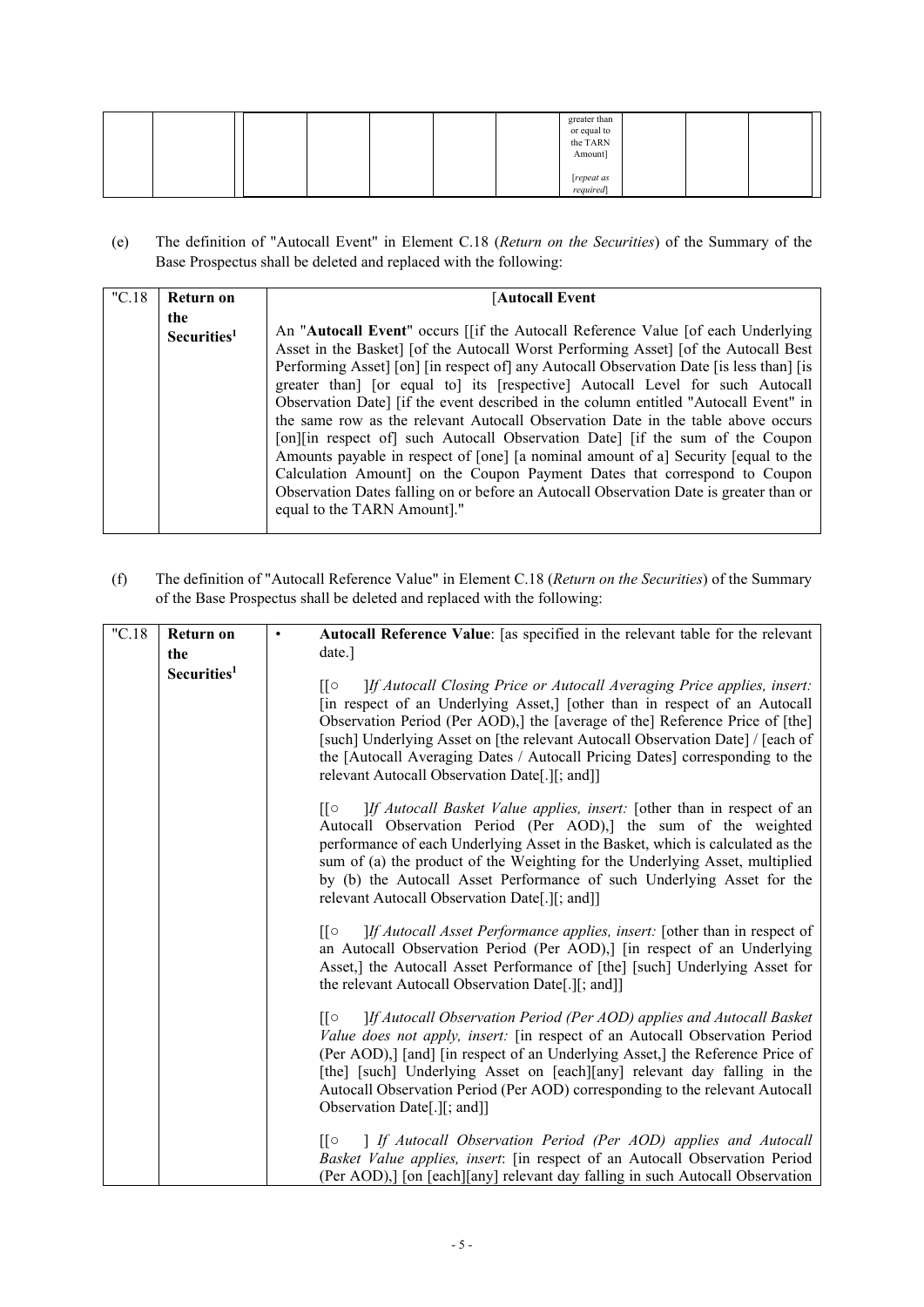| | | | | | | | greater than or equal to the TARN Amount] [*repeat as required*] | | | |
|---|---|---|---|---|---|---|---|---|---|---|
| | | | | | | | | | | |

(e) The definition of "Autocall Event" in Element C.18 (*Return on the Securities*) of the Summary of the Base Prospectus shall be deleted and replaced with the following:

| "C.18 | Return on the Securities[1] | [**Autocall Event**<br><br>An "**Autocall Event**" occurs [[if the Autocall Reference Value [of each Underlying Asset in the Basket] [of the Autocall Worst Performing Asset] [of the Autocall Best Performing Asset] [on] [in respect of] any Autocall Observation Date [is less than] [is greater than] [or equal to] its [respective] Autocall Level for such Autocall Observation Date] [if the event described in the column entitled "Autocall Event" in the same row as the relevant Autocall Observation Date in the table above occurs [on][in respect of] such Autocall Observation Date] [if the sum of the Coupon Amounts payable in respect of [one] [a nominal amount of a] Security [equal to the Calculation Amount] on the Coupon Payment Dates that correspond to Coupon Observation Dates falling on or before an Autocall Observation Date is greater than or equal to the TARN Amount]." |
|---|---|---|

(f) The definition of "Autocall Reference Value" in Element C.18 (*Return on the Securities*) of the Summary of the Base Prospectus shall be deleted and replaced with the following:

| "C.18 | Return on the Securities[1] | • **Autocall Reference Value**: [as specified in the relevant table for the relevant date.]<br><br>[[○ ]*If Autocall Closing Price or Autocall Averaging Price applies, insert:* [in respect of an Underlying Asset,] [other than in respect of an Autocall Observation Period (Per AOD),] the [average of the] Reference Price of [the] [such] Underlying Asset on [the relevant Autocall Observation Date] / [each of the [Autocall Averaging Dates / Autocall Pricing Dates] corresponding to the relevant Autocall Observation Date[.][; and]]<br><br>[[○ ]*If Autocall Basket Value applies, insert:* [other than in respect of an Autocall Observation Period (Per AOD),] the sum of the weighted performance of each Underlying Asset in the Basket, which is calculated as the sum of (a) the product of the Weighting for the Underlying Asset, multiplied by (b) the Autocall Asset Performance of such Underlying Asset for the relevant Autocall Observation Date[.][; and]]<br><br>[[○ ]*If Autocall Asset Performance applies, insert:* [other than in respect of an Autocall Observation Period (Per AOD),] [in respect of an Underlying Asset,] the Autocall Asset Performance of [the] [such] Underlying Asset for the relevant Autocall Observation Date[.][; and]]<br><br>[[○ ]*If Autocall Observation Period (Per AOD) applies and Autocall Basket Value does not apply, insert:* [in respect of an Autocall Observation Period (Per AOD),] [and] [in respect of an Underlying Asset,] the Reference Price of [the] [such] Underlying Asset on [each][any] relevant day falling in the Autocall Observation Period (Per AOD) corresponding to the relevant Autocall Observation Date[.][; and]]<br><br>[[○ ] *If Autocall Observation Period (Per AOD) applies and Autocall Basket Value applies, insert*: [in respect of an Autocall Observation Period (Per AOD),] [on [each][any] relevant day falling in such Autocall Observation |
|---|---|---|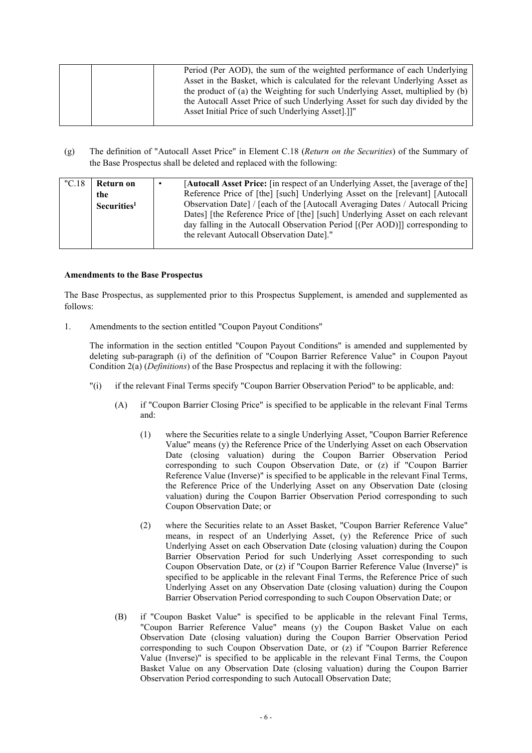| | | Period (Per AOD), the sum of the weighted performance of each Underlying Asset in the Basket, which is calculated for the relevant Underlying Asset as the product of (a) the Weighting for such Underlying Asset, multiplied by (b) the Autocall Asset Price of such Underlying Asset for such day divided by the Asset Initial Price of such Underlying Asset].]]" |
|---|---|---|

(g) The definition of "Autocall Asset Price" in Element C.18 (*Return on the Securities*) of the Summary of the Base Prospectus shall be deleted and replaced with the following:

| "C.18 | **Return on the Securities**[1] | • [**Autocall Asset Price:** [in respect of an Underlying Asset, the [average of the] Reference Price of [the] [such] Underlying Asset on the [relevant] [Autocall Observation Date] / [each of the [Autocall Averaging Dates / Autocall Pricing Dates] [the Reference Price of [the] [such] Underlying Asset on each relevant day falling in the Autocall Observation Period [(Per AOD)]] corresponding to the relevant Autocall Observation Date]." |
|---|---|---|

**Amendments to the Base Prospectus**

The Base Prospectus, as supplemented prior to this Prospectus Supplement, is amended and supplemented as follows:

1. Amendments to the section entitled "Coupon Payout Conditions"

   The information in the section entitled "Coupon Payout Conditions" is amended and supplemented by deleting sub-paragraph (i) of the definition of "Coupon Barrier Reference Value" in Coupon Payout Condition 2(a) (*Definitions*) of the Base Prospectus and replacing it with the following:

   "(i) if the relevant Final Terms specify "Coupon Barrier Observation Period" to be applicable, and:

   (A) if "Coupon Barrier Closing Price" is specified to be applicable in the relevant Final Terms and:

   (1) where the Securities relate to a single Underlying Asset, "Coupon Barrier Reference Value" means (y) the Reference Price of the Underlying Asset on each Observation Date (closing valuation) during the Coupon Barrier Observation Period corresponding to such Coupon Observation Date, or (z) if "Coupon Barrier Reference Value (Inverse)" is specified to be applicable in the relevant Final Terms, the Reference Price of the Underlying Asset on any Observation Date (closing valuation) during the Coupon Barrier Observation Period corresponding to such Coupon Observation Date; or

   (2) where the Securities relate to an Asset Basket, "Coupon Barrier Reference Value" means, in respect of an Underlying Asset, (y) the Reference Price of such Underlying Asset on each Observation Date (closing valuation) during the Coupon Barrier Observation Period for such Underlying Asset corresponding to such Coupon Observation Date, or (z) if "Coupon Barrier Reference Value (Inverse)" is specified to be applicable in the relevant Final Terms, the Reference Price of such Underlying Asset on any Observation Date (closing valuation) during the Coupon Barrier Observation Period corresponding to such Coupon Observation Date; or

   (B) if "Coupon Basket Value" is specified to be applicable in the relevant Final Terms, "Coupon Barrier Reference Value" means (y) the Coupon Basket Value on each Observation Date (closing valuation) during the Coupon Barrier Observation Period corresponding to such Coupon Observation Date, or (z) if "Coupon Barrier Reference Value (Inverse)" is specified to be applicable in the relevant Final Terms, the Coupon Basket Value on any Observation Date (closing valuation) during the Coupon Barrier Observation Period corresponding to such Autocall Observation Date;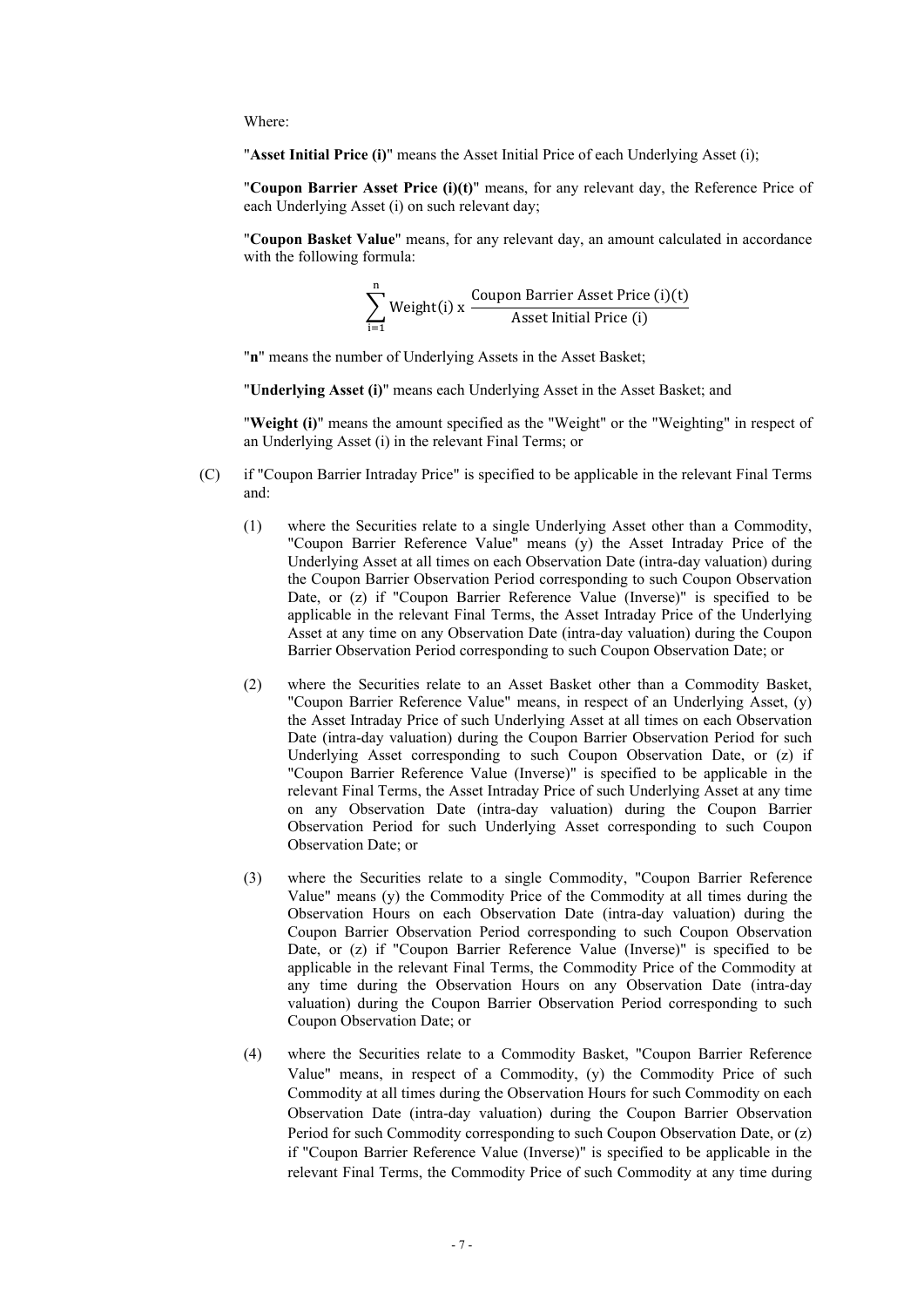Where:

"**Asset Initial Price (i)**" means the Asset Initial Price of each Underlying Asset (i);

"**Coupon Barrier Asset Price (i)(t)**" means, for any relevant day, the Reference Price of each Underlying Asset (i) on such relevant day;

"**Coupon Basket Value**" means, for any relevant day, an amount calculated in accordance with the following formula:

$$\sum_{i=1}^{n} \text{Weight(i)} \times \frac{\text{Coupon Barrier Asset Price (i)(t)}}{\text{Asset Initial Price (i)}}$$

"**n**" means the number of Underlying Assets in the Asset Basket;

"**Underlying Asset (i)**" means each Underlying Asset in the Asset Basket; and

"**Weight (i)**" means the amount specified as the "Weight" or the "Weighting" in respect of an Underlying Asset (i) in the relevant Final Terms; or

(C) if "Coupon Barrier Intraday Price" is specified to be applicable in the relevant Final Terms and:

(1) where the Securities relate to a single Underlying Asset other than a Commodity, "Coupon Barrier Reference Value" means (y) the Asset Intraday Price of the Underlying Asset at all times on each Observation Date (intra-day valuation) during the Coupon Barrier Observation Period corresponding to such Coupon Observation Date, or (z) if "Coupon Barrier Reference Value (Inverse)" is specified to be applicable in the relevant Final Terms, the Asset Intraday Price of the Underlying Asset at any time on any Observation Date (intra-day valuation) during the Coupon Barrier Observation Period corresponding to such Coupon Observation Date; or

(2) where the Securities relate to an Asset Basket other than a Commodity Basket, "Coupon Barrier Reference Value" means, in respect of an Underlying Asset, (y) the Asset Intraday Price of such Underlying Asset at all times on each Observation Date (intra-day valuation) during the Coupon Barrier Observation Period for such Underlying Asset corresponding to such Coupon Observation Date, or (z) if "Coupon Barrier Reference Value (Inverse)" is specified to be applicable in the relevant Final Terms, the Asset Intraday Price of such Underlying Asset at any time on any Observation Date (intra-day valuation) during the Coupon Barrier Observation Period for such Underlying Asset corresponding to such Coupon Observation Date; or

(3) where the Securities relate to a single Commodity, "Coupon Barrier Reference Value" means (y) the Commodity Price of the Commodity at all times during the Observation Hours on each Observation Date (intra-day valuation) during the Coupon Barrier Observation Period corresponding to such Coupon Observation Date, or (z) if "Coupon Barrier Reference Value (Inverse)" is specified to be applicable in the relevant Final Terms, the Commodity Price of the Commodity at any time during the Observation Hours on any Observation Date (intra-day valuation) during the Coupon Barrier Observation Period corresponding to such Coupon Observation Date; or

(4) where the Securities relate to a Commodity Basket, "Coupon Barrier Reference Value" means, in respect of a Commodity, (y) the Commodity Price of such Commodity at all times during the Observation Hours for such Commodity on each Observation Date (intra-day valuation) during the Coupon Barrier Observation Period for such Commodity corresponding to such Coupon Observation Date, or (z) if "Coupon Barrier Reference Value (Inverse)" is specified to be applicable in the relevant Final Terms, the Commodity Price of such Commodity at any time during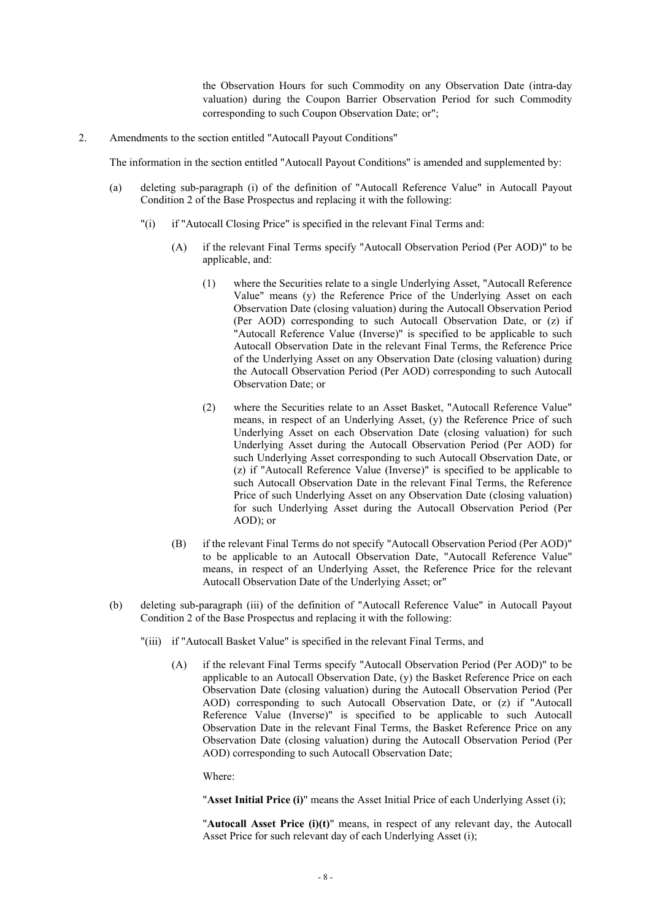the Observation Hours for such Commodity on any Observation Date (intra-day valuation) during the Coupon Barrier Observation Period for such Commodity corresponding to such Coupon Observation Date; or";

2. Amendments to the section entitled "Autocall Payout Conditions"

The information in the section entitled "Autocall Payout Conditions" is amended and supplemented by:

(a) deleting sub-paragraph (i) of the definition of "Autocall Reference Value" in Autocall Payout Condition 2 of the Base Prospectus and replacing it with the following:

"(i) if "Autocall Closing Price" is specified in the relevant Final Terms and:

(A) if the relevant Final Terms specify "Autocall Observation Period (Per AOD)" to be applicable, and:

(1) where the Securities relate to a single Underlying Asset, "Autocall Reference Value" means (y) the Reference Price of the Underlying Asset on each Observation Date (closing valuation) during the Autocall Observation Period (Per AOD) corresponding to such Autocall Observation Date, or (z) if "Autocall Reference Value (Inverse)" is specified to be applicable to such Autocall Observation Date in the relevant Final Terms, the Reference Price of the Underlying Asset on any Observation Date (closing valuation) during the Autocall Observation Period (Per AOD) corresponding to such Autocall Observation Date; or

(2) where the Securities relate to an Asset Basket, "Autocall Reference Value" means, in respect of an Underlying Asset, (y) the Reference Price of such Underlying Asset on each Observation Date (closing valuation) for such Underlying Asset during the Autocall Observation Period (Per AOD) for such Underlying Asset corresponding to such Autocall Observation Date, or (z) if "Autocall Reference Value (Inverse)" is specified to be applicable to such Autocall Observation Date in the relevant Final Terms, the Reference Price of such Underlying Asset on any Observation Date (closing valuation) for such Underlying Asset during the Autocall Observation Period (Per AOD); or

(B) if the relevant Final Terms do not specify "Autocall Observation Period (Per AOD)" to be applicable to an Autocall Observation Date, "Autocall Reference Value" means, in respect of an Underlying Asset, the Reference Price for the relevant Autocall Observation Date of the Underlying Asset; or"

(b) deleting sub-paragraph (iii) of the definition of "Autocall Reference Value" in Autocall Payout Condition 2 of the Base Prospectus and replacing it with the following:

"(iii) if "Autocall Basket Value" is specified in the relevant Final Terms, and

(A) if the relevant Final Terms specify "Autocall Observation Period (Per AOD)" to be applicable to an Autocall Observation Date, (y) the Basket Reference Price on each Observation Date (closing valuation) during the Autocall Observation Period (Per AOD) corresponding to such Autocall Observation Date, or (z) if "Autocall Reference Value (Inverse)" is specified to be applicable to such Autocall Observation Date in the relevant Final Terms, the Basket Reference Price on any Observation Date (closing valuation) during the Autocall Observation Period (Per AOD) corresponding to such Autocall Observation Date;

Where:

"**Asset Initial Price (i)**" means the Asset Initial Price of each Underlying Asset (i);

"**Autocall Asset Price (i)(t)**" means, in respect of any relevant day, the Autocall Asset Price for such relevant day of each Underlying Asset (i);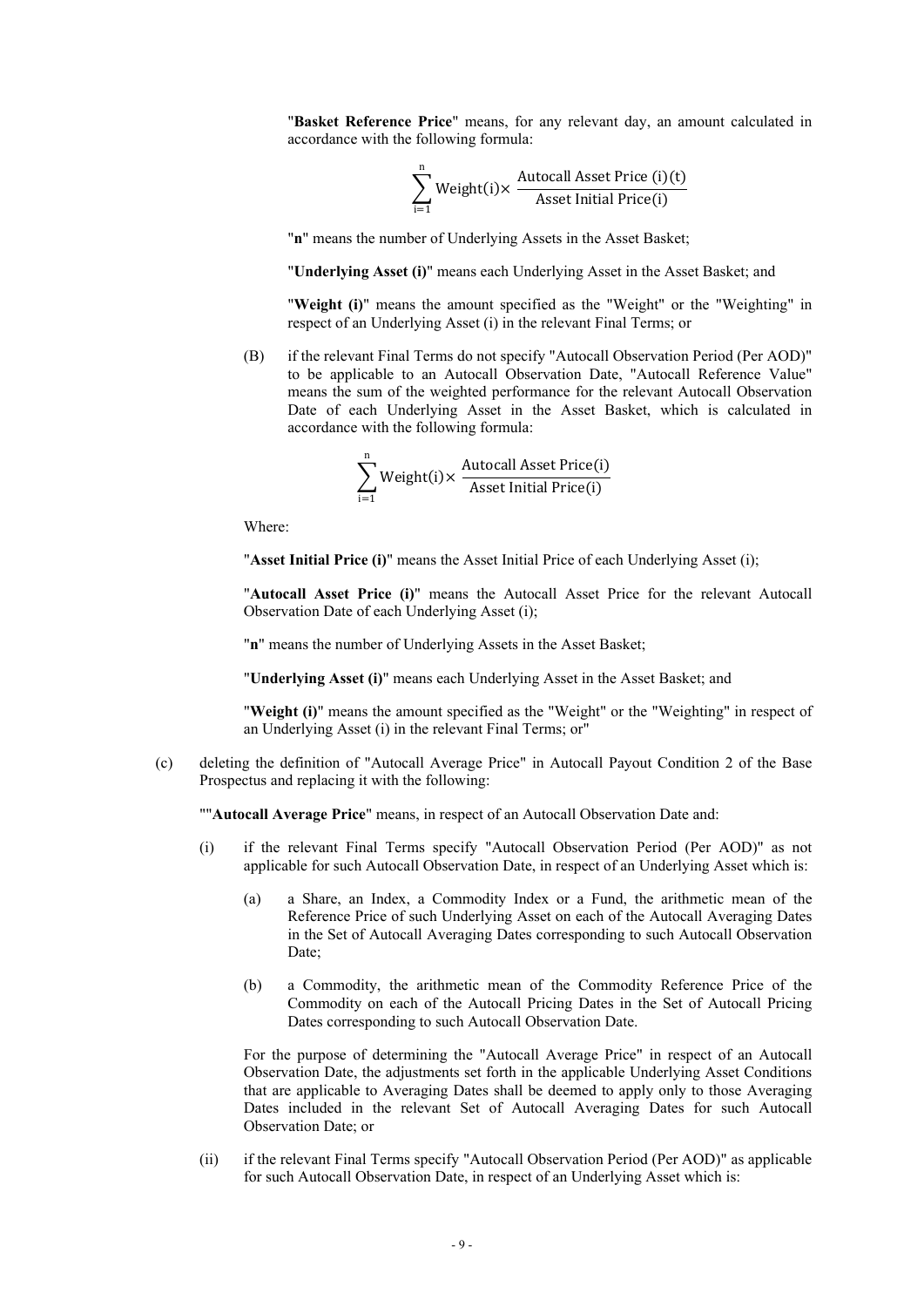"**Basket Reference Price**" means, for any relevant day, an amount calculated in accordance with the following formula:

$$\sum_{i=1}^{n} \text{Weight(i)} \times \frac{\text{Autocall Asset Price (i)(t)}}{\text{Asset Initial Price(i)}}$$

"**n**" means the number of Underlying Assets in the Asset Basket;

"**Underlying Asset (i)**" means each Underlying Asset in the Asset Basket; and

"**Weight (i)**" means the amount specified as the "Weight" or the "Weighting" in respect of an Underlying Asset (i) in the relevant Final Terms; or

(B) if the relevant Final Terms do not specify "Autocall Observation Period (Per AOD)" to be applicable to an Autocall Observation Date, "Autocall Reference Value" means the sum of the weighted performance for the relevant Autocall Observation Date of each Underlying Asset in the Asset Basket, which is calculated in accordance with the following formula:

$$\sum_{i=1}^{n} \text{Weight(i)} \times \frac{\text{Autocall Asset Price(i)}}{\text{Asset Initial Price(i)}}$$

Where:

"**Asset Initial Price (i)**" means the Asset Initial Price of each Underlying Asset (i);

"**Autocall Asset Price (i)**" means the Autocall Asset Price for the relevant Autocall Observation Date of each Underlying Asset (i);

"**n**" means the number of Underlying Assets in the Asset Basket;

"**Underlying Asset (i)**" means each Underlying Asset in the Asset Basket; and

"**Weight (i)**" means the amount specified as the "Weight" or the "Weighting" in respect of an Underlying Asset (i) in the relevant Final Terms; or"

(c) deleting the definition of "Autocall Average Price" in Autocall Payout Condition 2 of the Base Prospectus and replacing it with the following:

""**Autocall Average Price**" means, in respect of an Autocall Observation Date and:

(i) if the relevant Final Terms specify "Autocall Observation Period (Per AOD)" as not applicable for such Autocall Observation Date, in respect of an Underlying Asset which is:

(a) a Share, an Index, a Commodity Index or a Fund, the arithmetic mean of the Reference Price of such Underlying Asset on each of the Autocall Averaging Dates in the Set of Autocall Averaging Dates corresponding to such Autocall Observation Date;

(b) a Commodity, the arithmetic mean of the Commodity Reference Price of the Commodity on each of the Autocall Pricing Dates in the Set of Autocall Pricing Dates corresponding to such Autocall Observation Date.

For the purpose of determining the "Autocall Average Price" in respect of an Autocall Observation Date, the adjustments set forth in the applicable Underlying Asset Conditions that are applicable to Averaging Dates shall be deemed to apply only to those Averaging Dates included in the relevant Set of Autocall Averaging Dates for such Autocall Observation Date; or

(ii) if the relevant Final Terms specify "Autocall Observation Period (Per AOD)" as applicable for such Autocall Observation Date, in respect of an Underlying Asset which is: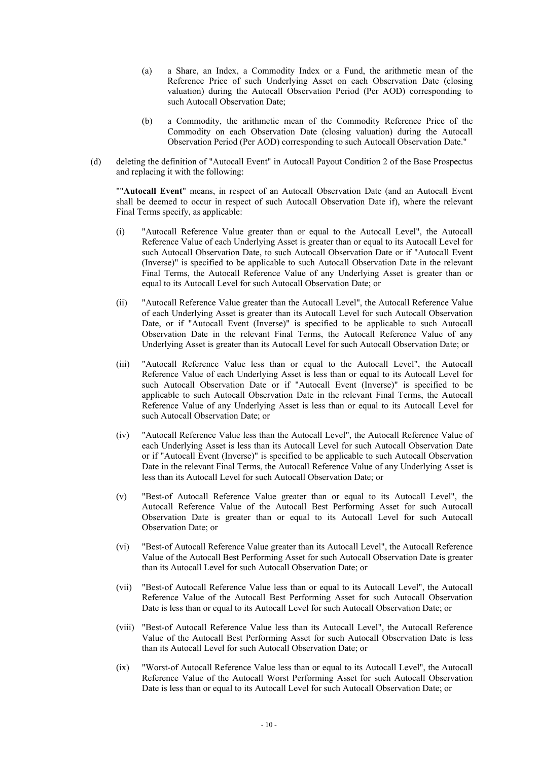(a) a Share, an Index, a Commodity Index or a Fund, the arithmetic mean of the Reference Price of such Underlying Asset on each Observation Date (closing valuation) during the Autocall Observation Period (Per AOD) corresponding to such Autocall Observation Date;

(b) a Commodity, the arithmetic mean of the Commodity Reference Price of the Commodity on each Observation Date (closing valuation) during the Autocall Observation Period (Per AOD) corresponding to such Autocall Observation Date."

(d) deleting the definition of "Autocall Event" in Autocall Payout Condition 2 of the Base Prospectus and replacing it with the following:

""**Autocall Event**" means, in respect of an Autocall Observation Date (and an Autocall Event shall be deemed to occur in respect of such Autocall Observation Date if), where the relevant Final Terms specify, as applicable:

(i) "Autocall Reference Value greater than or equal to the Autocall Level", the Autocall Reference Value of each Underlying Asset is greater than or equal to its Autocall Level for such Autocall Observation Date, to such Autocall Observation Date or if "Autocall Event (Inverse)" is specified to be applicable to such Autocall Observation Date in the relevant Final Terms, the Autocall Reference Value of any Underlying Asset is greater than or equal to its Autocall Level for such Autocall Observation Date; or

(ii) "Autocall Reference Value greater than the Autocall Level", the Autocall Reference Value of each Underlying Asset is greater than its Autocall Level for such Autocall Observation Date, or if "Autocall Event (Inverse)" is specified to be applicable to such Autocall Observation Date in the relevant Final Terms, the Autocall Reference Value of any Underlying Asset is greater than its Autocall Level for such Autocall Observation Date; or

(iii) "Autocall Reference Value less than or equal to the Autocall Level", the Autocall Reference Value of each Underlying Asset is less than or equal to its Autocall Level for such Autocall Observation Date or if "Autocall Event (Inverse)" is specified to be applicable to such Autocall Observation Date in the relevant Final Terms, the Autocall Reference Value of any Underlying Asset is less than or equal to its Autocall Level for such Autocall Observation Date; or

(iv) "Autocall Reference Value less than the Autocall Level", the Autocall Reference Value of each Underlying Asset is less than its Autocall Level for such Autocall Observation Date or if "Autocall Event (Inverse)" is specified to be applicable to such Autocall Observation Date in the relevant Final Terms, the Autocall Reference Value of any Underlying Asset is less than its Autocall Level for such Autocall Observation Date; or

(v) "Best-of Autocall Reference Value greater than or equal to its Autocall Level", the Autocall Reference Value of the Autocall Best Performing Asset for such Autocall Observation Date is greater than or equal to its Autocall Level for such Autocall Observation Date; or

(vi) "Best-of Autocall Reference Value greater than its Autocall Level", the Autocall Reference Value of the Autocall Best Performing Asset for such Autocall Observation Date is greater than its Autocall Level for such Autocall Observation Date; or

(vii) "Best-of Autocall Reference Value less than or equal to its Autocall Level", the Autocall Reference Value of the Autocall Best Performing Asset for such Autocall Observation Date is less than or equal to its Autocall Level for such Autocall Observation Date; or

(viii) "Best-of Autocall Reference Value less than its Autocall Level", the Autocall Reference Value of the Autocall Best Performing Asset for such Autocall Observation Date is less than its Autocall Level for such Autocall Observation Date; or

(ix) "Worst-of Autocall Reference Value less than or equal to its Autocall Level", the Autocall Reference Value of the Autocall Worst Performing Asset for such Autocall Observation Date is less than or equal to its Autocall Level for such Autocall Observation Date; or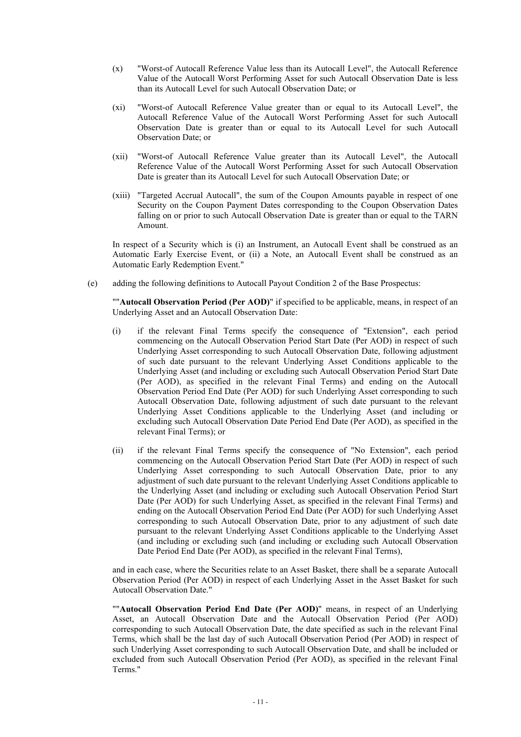(x) "Worst-of Autocall Reference Value less than its Autocall Level", the Autocall Reference Value of the Autocall Worst Performing Asset for such Autocall Observation Date is less than its Autocall Level for such Autocall Observation Date; or

(xi) "Worst-of Autocall Reference Value greater than or equal to its Autocall Level", the Autocall Reference Value of the Autocall Worst Performing Asset for such Autocall Observation Date is greater than or equal to its Autocall Level for such Autocall Observation Date; or

(xii) "Worst-of Autocall Reference Value greater than its Autocall Level", the Autocall Reference Value of the Autocall Worst Performing Asset for such Autocall Observation Date is greater than its Autocall Level for such Autocall Observation Date; or

(xiii) "Targeted Accrual Autocall", the sum of the Coupon Amounts payable in respect of one Security on the Coupon Payment Dates corresponding to the Coupon Observation Dates falling on or prior to such Autocall Observation Date is greater than or equal to the TARN Amount.

In respect of a Security which is (i) an Instrument, an Autocall Event shall be construed as an Automatic Early Exercise Event, or (ii) a Note, an Autocall Event shall be construed as an Automatic Early Redemption Event."

(e) adding the following definitions to Autocall Payout Condition 2 of the Base Prospectus:

""**Autocall Observation Period (Per AOD)**" if specified to be applicable, means, in respect of an Underlying Asset and an Autocall Observation Date:

(i) if the relevant Final Terms specify the consequence of "Extension", each period commencing on the Autocall Observation Period Start Date (Per AOD) in respect of such Underlying Asset corresponding to such Autocall Observation Date, following adjustment of such date pursuant to the relevant Underlying Asset Conditions applicable to the Underlying Asset (and including or excluding such Autocall Observation Period Start Date (Per AOD), as specified in the relevant Final Terms) and ending on the Autocall Observation Period End Date (Per AOD) for such Underlying Asset corresponding to such Autocall Observation Date, following adjustment of such date pursuant to the relevant Underlying Asset Conditions applicable to the Underlying Asset (and including or excluding such Autocall Observation Date Period End Date (Per AOD), as specified in the relevant Final Terms); or

(ii) if the relevant Final Terms specify the consequence of "No Extension", each period commencing on the Autocall Observation Period Start Date (Per AOD) in respect of such Underlying Asset corresponding to such Autocall Observation Date, prior to any adjustment of such date pursuant to the relevant Underlying Asset Conditions applicable to the Underlying Asset (and including or excluding such Autocall Observation Period Start Date (Per AOD) for such Underlying Asset, as specified in the relevant Final Terms) and ending on the Autocall Observation Period End Date (Per AOD) for such Underlying Asset corresponding to such Autocall Observation Date, prior to any adjustment of such date pursuant to the relevant Underlying Asset Conditions applicable to the Underlying Asset (and including or excluding such (and including or excluding such Autocall Observation Date Period End Date (Per AOD), as specified in the relevant Final Terms),

and in each case, where the Securities relate to an Asset Basket, there shall be a separate Autocall Observation Period (Per AOD) in respect of each Underlying Asset in the Asset Basket for such Autocall Observation Date."

""**Autocall Observation Period End Date (Per AOD)**" means, in respect of an Underlying Asset, an Autocall Observation Date and the Autocall Observation Period (Per AOD) corresponding to such Autocall Observation Date, the date specified as such in the relevant Final Terms, which shall be the last day of such Autocall Observation Period (Per AOD) in respect of such Underlying Asset corresponding to such Autocall Observation Date, and shall be included or excluded from such Autocall Observation Period (Per AOD), as specified in the relevant Final Terms."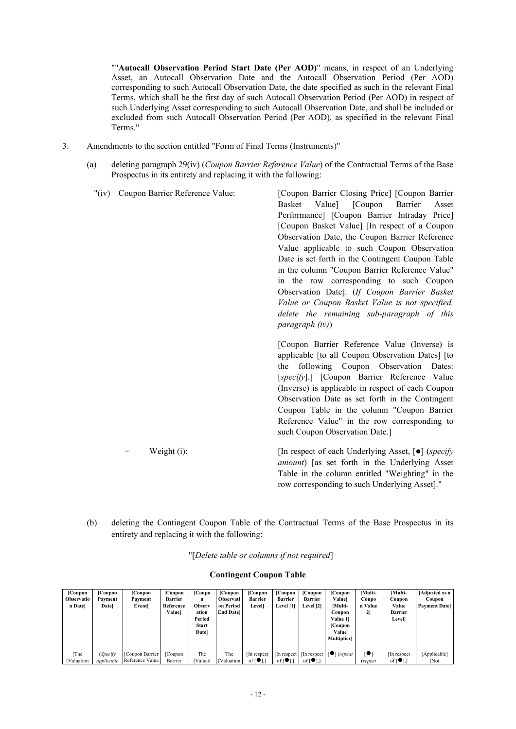""**Autocall Observation Period Start Date (Per AOD)**" means, in respect of an Underlying Asset, an Autocall Observation Date and the Autocall Observation Period (Per AOD) corresponding to such Autocall Observation Date, the date specified as such in the relevant Final Terms, which shall be the first day of such Autocall Observation Period (Per AOD) in respect of such Underlying Asset corresponding to such Autocall Observation Date, and shall be included or excluded from such Autocall Observation Period (Per AOD), as specified in the relevant Final Terms."

3. Amendments to the section entitled "Form of Final Terms (Instruments)"

   (a) deleting paragraph 29(iv) (*Coupon Barrier Reference Value*) of the Contractual Terms of the Base Prospectus in its entirety and replacing it with the following:

"(iv) Coupon Barrier Reference Value: [Coupon Barrier Closing Price] [Coupon Barrier Basket Value] [Coupon Barrier Asset Performance] [Coupon Barrier Intraday Price] [Coupon Basket Value] [In respect of a Coupon Observation Date, the Coupon Barrier Reference Value applicable to such Coupon Observation Date is set forth in the Contingent Coupon Table in the column "Coupon Barrier Reference Value" in the row corresponding to such Coupon Observation Date]. (*If Coupon Barrier Basket Value or Coupon Basket Value is not specified, delete the remaining sub-paragraph of this paragraph (iv)*)

[Coupon Barrier Reference Value (Inverse) is applicable [to all Coupon Observation Dates] [to the following Coupon Observation Dates: [*specify*].] [Coupon Barrier Reference Value (Inverse) is applicable in respect of each Coupon Observation Date as set forth in the Contingent Coupon Table in the column "Coupon Barrier Reference Value" in the row corresponding to such Coupon Observation Date.]

− Weight (i): [In respect of each Underlying Asset, [●] (*specify amount*) [as set forth in the Underlying Asset Table in the column entitled "Weighting" in the row corresponding to such Underlying Asset]."

   (b) deleting the Contingent Coupon Table of the Contractual Terms of the Base Prospectus in its entirety and replacing it with the following:

"[*Delete table or columns if not required*]

**Contingent Coupon Table**

| [Coupon Observation Date] | [Coupon Payment Date] | [Coupon Payment Event] | [Coupon Barrier Reference Value] | [Coupon Observation Period Start Date] | [Coupon Observation Period End Date] | [Coupon Barrier Level] | [Coupon Barrier Level [1] | [Coupon Barrier Level [2] | [Coupon Value] [Multi-Coupon Value 1] [Coupon Value Multiplier] | [Multi-Coupon Value 2] | [Multi-Coupon Value Barrier Level] | [Adjusted as a Coupon Payment Date] |
|---|---|---|---|---|---|---|---|---|---|---|---|---|
| [The [Valuation | (*Specify applicable* | [Coupon Barrier Reference Value | [Coupon Barrier | The [Valuati | The [Valuation | [In respect of [●],] | [In respect of [●],] | [In respect of [●],] | [●] (*repeat* | [●] (*repeat* | [In respect of [●],] | [Applicable] [Not |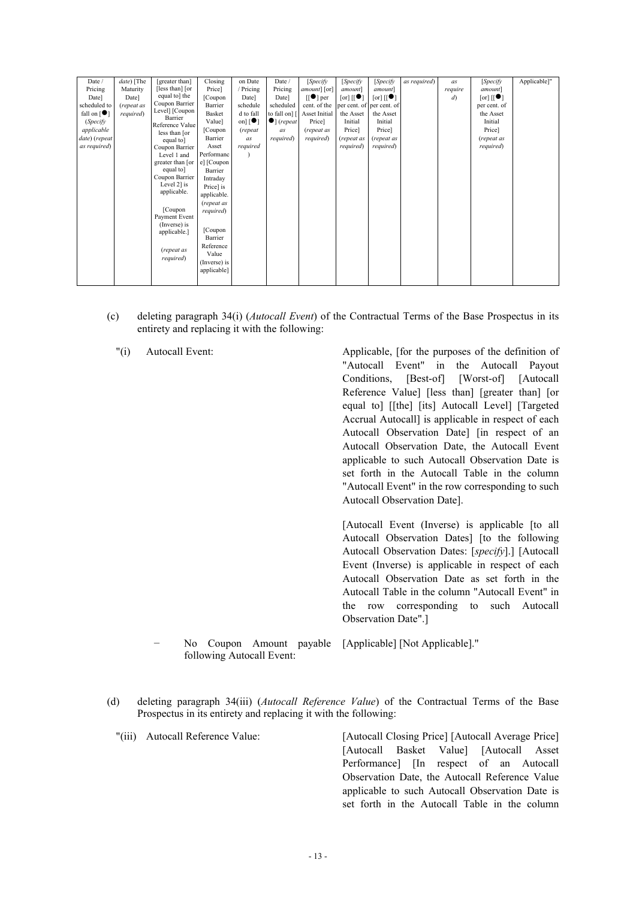| Date / Pricing Date] scheduled to fall on [●] (*Specify applicable date*) (*repeat as required*) | *date*) [The Maturity Date] (*repeat as required*) | [greater than] [less than] [or equal to] the Coupon Barrier Level] [Coupon Barrier Reference Value less than [or equal to] Coupon Barrier Level 1 and greater than [or equal to] Coupon Barrier Level 2] is applicable. [Coupon Payment Event (Inverse) is applicable.] (*repeat as required*) | Closing Price] [Coupon Barrier Basket Value] [Coupon Barrier Asset Performance] [Coupon Barrier Intraday Price] is applicable. (*repeat as required*) [Coupon Barrier Reference Value (Inverse) is applicable] | on Date / Pricing Date] scheduled to fall on] [●] (*repeat as required*) | Date / Pricing Date] scheduled to fall on] [●] (*repeat as required*) | [*Specify amount*] [or] [[●] per cent. of the Asset Initial Price] (*repeat as required*) | [*Specify amount*] [or] [[●] per cent. of the Asset Initial Price] (*repeat as required*) | [*Specify amount*] [or] [[●] per cent. of the Asset Initial Price] (*repeat as required*) | *as required*) | *as required*) | [*Specify amount*] [or] [[●] per cent. of the Asset Initial Price] (*repeat as required*) | Applicable]" |
|---|---|---|---|---|---|---|---|---|---|---|---|---|

(c) deleting paragraph 34(i) (*Autocall Event*) of the Contractual Terms of the Base Prospectus in its entirety and replacing it with the following:

"(i) Autocall Event: Applicable, [for the purposes of the definition of "Autocall Event" in the Autocall Payout Conditions, [Best-of] [Worst-of] [Autocall Reference Value] [less than] [greater than] [or equal to] [[the] [its] Autocall Level] [Targeted Accrual Autocall] is applicable in respect of each Autocall Observation Date] [in respect of an Autocall Observation Date, the Autocall Event applicable to such Autocall Observation Date is set forth in the Autocall Table in the column "Autocall Event" in the row corresponding to such Autocall Observation Date].

[Autocall Event (Inverse) is applicable [to all Autocall Observation Dates] [to the following Autocall Observation Dates: [*specify*].] [Autocall Event (Inverse) is applicable in respect of each Autocall Observation Date as set forth in the Autocall Table in the column "Autocall Event" in the row corresponding to such Autocall Observation Date".]

− No Coupon Amount payable following Autocall Event: [Applicable] [Not Applicable]."

(d) deleting paragraph 34(iii) (*Autocall Reference Value*) of the Contractual Terms of the Base Prospectus in its entirety and replacing it with the following:

"(iii) Autocall Reference Value: [Autocall Closing Price] [Autocall Average Price] [Autocall Basket Value] [Autocall Asset Performance] [In respect of an Autocall Observation Date, the Autocall Reference Value applicable to such Autocall Observation Date is set forth in the Autocall Table in the column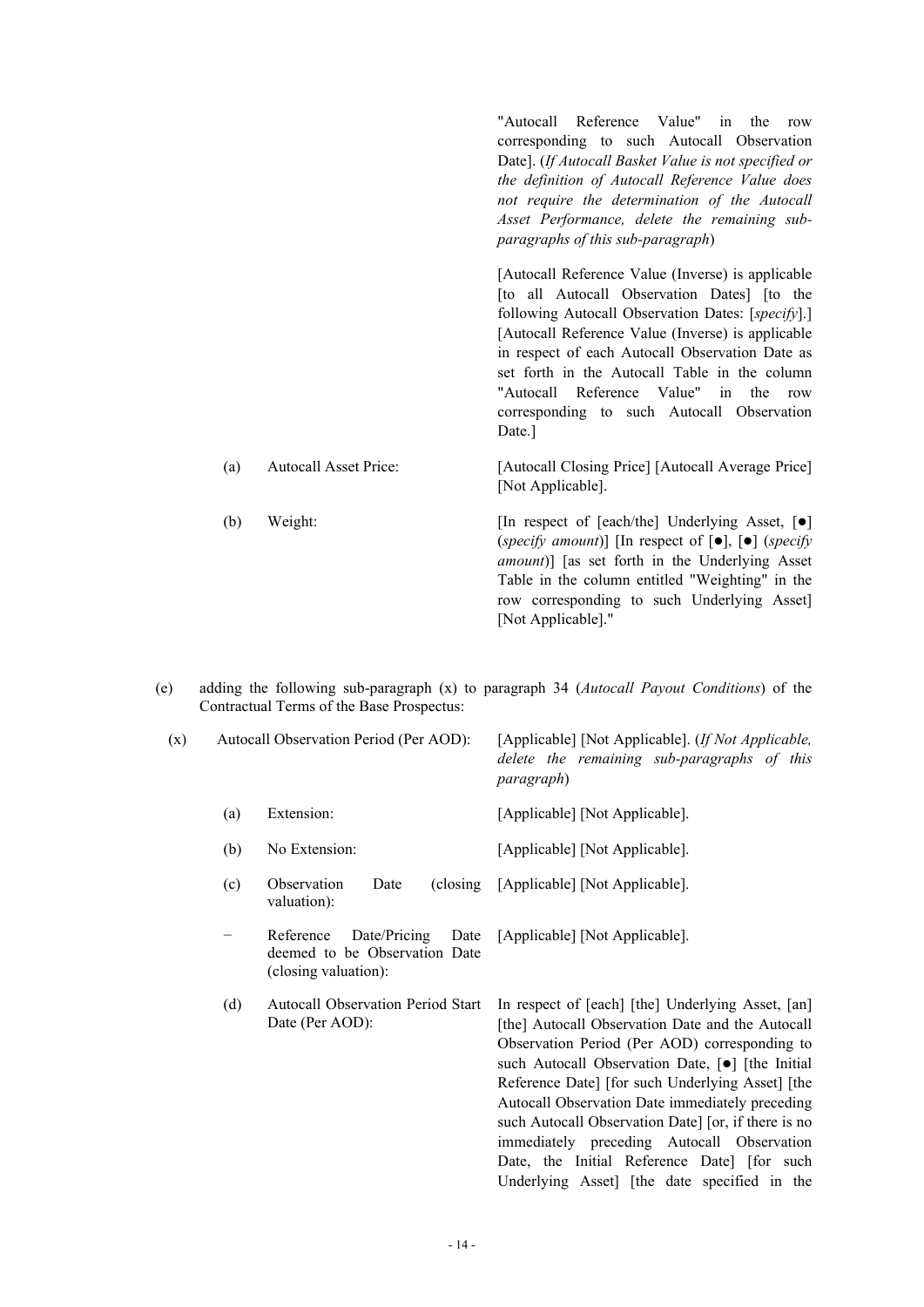"Autocall Reference Value" in the row corresponding to such Autocall Observation Date]. (*If Autocall Basket Value is not specified or the definition of Autocall Reference Value does not require the determination of the Autocall Asset Performance, delete the remaining sub-paragraphs of this sub-paragraph*)

[Autocall Reference Value (Inverse) is applicable [to all Autocall Observation Dates] [to the following Autocall Observation Dates: [*specify*].] [Autocall Reference Value (Inverse) is applicable in respect of each Autocall Observation Date as set forth in the Autocall Table in the column "Autocall Reference Value" in the row corresponding to such Autocall Observation Date.]

| | | |
|---|---|---|
| (a) | Autocall Asset Price: | [Autocall Closing Price] [Autocall Average Price] [Not Applicable]. |
| (b) | Weight: | [In respect of [each/the] Underlying Asset, [●] (*specify amount*)] [In respect of [●], [●] (*specify amount*)] [as set forth in the Underlying Asset Table in the column entitled "Weighting" in the row corresponding to such Underlying Asset] [Not Applicable]." |

(e) adding the following sub-paragraph (x) to paragraph 34 (*Autocall Payout Conditions*) of the Contractual Terms of the Base Prospectus:

| | | |
|---|---|---|
| (x) | Autocall Observation Period (Per AOD): | [Applicable] [Not Applicable]. (*If Not Applicable, delete the remaining sub-paragraphs of this paragraph*) |
| (a) | Extension: | [Applicable] [Not Applicable]. |
| (b) | No Extension: | [Applicable] [Not Applicable]. |
| (c) | Observation Date (closing valuation): | [Applicable] [Not Applicable]. |
| − | Reference Date/Pricing Date deemed to be Observation Date (closing valuation): | [Applicable] [Not Applicable]. |
| (d) | Autocall Observation Period Start Date (Per AOD): | In respect of [each] [the] Underlying Asset, [an] [the] Autocall Observation Date and the Autocall Observation Period (Per AOD) corresponding to such Autocall Observation Date, [●] [the Initial Reference Date] [for such Underlying Asset] [the Autocall Observation Date immediately preceding such Autocall Observation Date] [or, if there is no immediately preceding Autocall Observation Date, the Initial Reference Date] [for such Underlying Asset] [the date specified in the |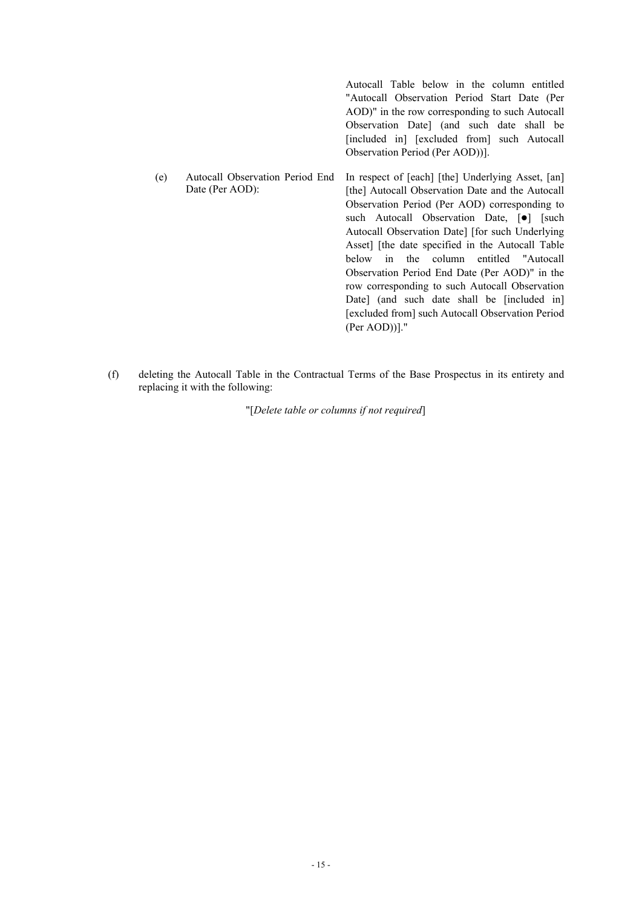Autocall Table below in the column entitled "Autocall Observation Period Start Date (Per AOD)" in the row corresponding to such Autocall Observation Date] (and such date shall be [included in] [excluded from] such Autocall Observation Period (Per AOD))].

(e) Autocall Observation Period End Date (Per AOD): In respect of [each] [the] Underlying Asset, [an] [the] Autocall Observation Date and the Autocall Observation Period (Per AOD) corresponding to such Autocall Observation Date, [●] [such Autocall Observation Date] [for such Underlying Asset] [the date specified in the Autocall Table below in the column entitled "Autocall Observation Period End Date (Per AOD)" in the row corresponding to such Autocall Observation Date] (and such date shall be [included in] [excluded from] such Autocall Observation Period (Per AOD))]."

(f) deleting the Autocall Table in the Contractual Terms of the Base Prospectus in its entirety and replacing it with the following:

"[*Delete table or columns if not required*]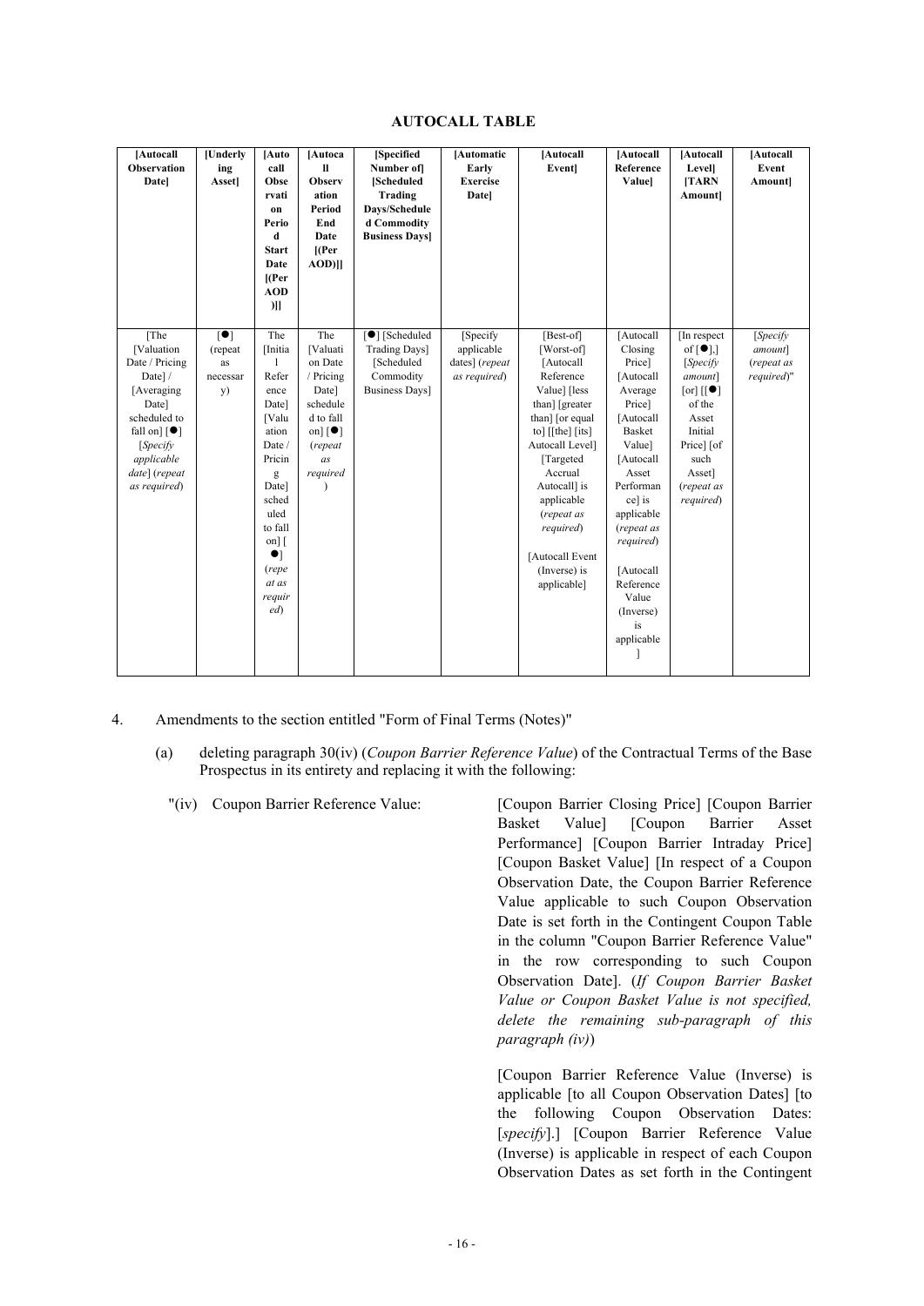**AUTOCALL TABLE**

| [Autocall Observation Date] | [Underlying Asset] | [Autocall Observation Period Start Date [(Per AOD)]] | [Autocall Observation Period End Date [(Per AOD)]] | [Specified Number of] [Scheduled Trading Days/Scheduled Commodity Business Days] | [Automatic Early Exercise Date] | [Autocall Event] | [Autocall Reference Value] | [Autocall Level] [TARN Amount] | [Autocall Event Amount] |
|---|---|---|---|---|---|---|---|---|---|
| [The [Valuation Date / Pricing Date] / [Averaging Date] scheduled to fall on] [●] [*Specify applicable date*] (*repeat as required*) | [●] (repeat as necessary) | The [Initial Reference Date] [Valuation Date / Pricing Date] scheduled to fall on] [●] (*repeat as required*) | The [Valuation Date / Pricing Date] scheduled to fall on] [●] (*repeat as required*) | [●] [Scheduled Trading Days] [Scheduled Commodity Business Days] | [Specify applicable dates] (*repeat as required*) | [Best-of] [Worst-of] [Autocall Reference Value] [less than] [greater than] [or equal to] [[the] [its] Autocall Level] [Targeted Accrual Autocall] is applicable (*repeat as required*) [Autocall Event (Inverse) is applicable] | [Autocall Closing Price] [Autocall Average Price] [Autocall Basket Value] [Autocall Asset Performance] is applicable (*repeat as required*) [Autocall Reference Value (Inverse) is applicable] | [In respect of [●],] [*Specify amount*] [or] [[●] of the Asset Initial Price] [of such Asset] (*repeat as required*) | [*Specify amount*] (*repeat as required*)" |

4. Amendments to the section entitled "Form of Final Terms (Notes)"

(a) deleting paragraph 30(iv) (*Coupon Barrier Reference Value*) of the Contractual Terms of the Base Prospectus in its entirety and replacing it with the following:

"(iv) Coupon Barrier Reference Value: [Coupon Barrier Closing Price] [Coupon Barrier Basket Value] [Coupon Barrier Asset Performance] [Coupon Barrier Intraday Price] [Coupon Basket Value] [In respect of a Coupon Observation Date, the Coupon Barrier Reference Value applicable to such Coupon Observation Date is set forth in the Contingent Coupon Table in the column "Coupon Barrier Reference Value" in the row corresponding to such Coupon Observation Date]. (*If Coupon Barrier Basket Value or Coupon Basket Value is not specified, delete the remaining sub-paragraph of this paragraph (iv)*)

[Coupon Barrier Reference Value (Inverse) is applicable [to all Coupon Observation Dates] [to the following Coupon Observation Dates: [*specify*].] [Coupon Barrier Reference Value (Inverse) is applicable in respect of each Coupon Observation Dates as set forth in the Contingent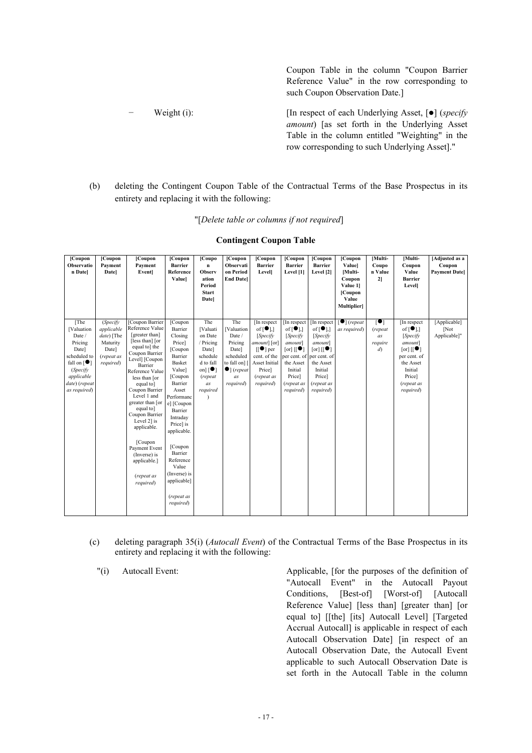Coupon Table in the column "Coupon Barrier Reference Value" in the row corresponding to such Coupon Observation Date.]

− Weight (i): [In respect of each Underlying Asset, [●] (*specify amount*) [as set forth in the Underlying Asset Table in the column entitled "Weighting" in the row corresponding to such Underlying Asset]."

(b) deleting the Contingent Coupon Table of the Contractual Terms of the Base Prospectus in its entirety and replacing it with the following:

"[*Delete table or columns if not required*]

**Contingent Coupon Table**

| [Coupon Observation Date] | [Coupon Payment Date] | [Coupon Payment Event] | [Coupon Barrier Reference Value] | [Coupon Observation Period Start Date] | [Coupon Observation Period End Date] | [Coupon Barrier Level] | [Coupon Barrier Level [1] | [Coupon Barrier Level [2] | [Coupon Value] [Multi-Coupon Value 1] [Coupon Value Multiplier] | [Multi-Coupon Value 2] | [Multi-Coupon Value Barrier Level] | [Adjusted as a Coupon Payment Date] |
|---|---|---|---|---|---|---|---|---|---|---|---|---|
| [The [Valuation Date / Pricing Date] scheduled to fall on [●] (*Specify applicable date*) (*repeat as required*) | (*Specify applicable date*) [The Maturity Date] (*repeat as required*) | [Coupon Barrier Reference Value [greater than] [less than] [or equal to] the Coupon Barrier Level] [Coupon Barrier Reference Value less than [or equal to] Coupon Barrier Level 1 and greater than [or equal to] Coupon Barrier Level 2] is applicable. [Coupon Payment Event (Inverse) is applicable.] (*repeat as required*) | [Coupon Barrier Closing Price] [Coupon Barrier Basket Value] [Coupon Barrier Asset Performance] [Coupon Barrier Intraday Price] is applicable. [Coupon Barrier Reference Value (Inverse) is applicable] (*repeat as required*) | The [Valuation Date / Pricing Date] scheduled to fall on] [●] (*repeat as required*) | The [Valuation Date / Pricing Date] scheduled to fall on] [●] (*repeat as required*) | [In respect of [●],] [*Specify amount*] [or] [[●] per cent. of the Asset Initial Price] (*repeat as required*) | [In respect of [●],] [*Specify amount*] [or] [[●] per cent. of the Asset Initial Price] (*repeat as required*) | [In respect of [●],] [*Specify amount*] [or] [[●] per cent. of the Asset Initial Price] (*repeat as required*) | [●] (*repeat as required*) | [●] (*repeat as required*) | [In respect of [●],] [*Specify amount*] [or] [[●] per cent. of the Asset Initial Price] (*repeat as required*) | [Applicable] [Not Applicable]" |

(c) deleting paragraph 35(i) (*Autocall Event*) of the Contractual Terms of the Base Prospectus in its entirety and replacing it with the following:

"(i) Autocall Event: Applicable, [for the purposes of the definition of "Autocall Event" in the Autocall Payout Conditions, [Best-of] [Worst-of] [Autocall Reference Value] [less than] [greater than] [or equal to] [[the] [its] Autocall Level] [Targeted Accrual Autocall] is applicable in respect of each Autocall Observation Date] [in respect of an Autocall Observation Date, the Autocall Event applicable to such Autocall Observation Date is set forth in the Autocall Table in the column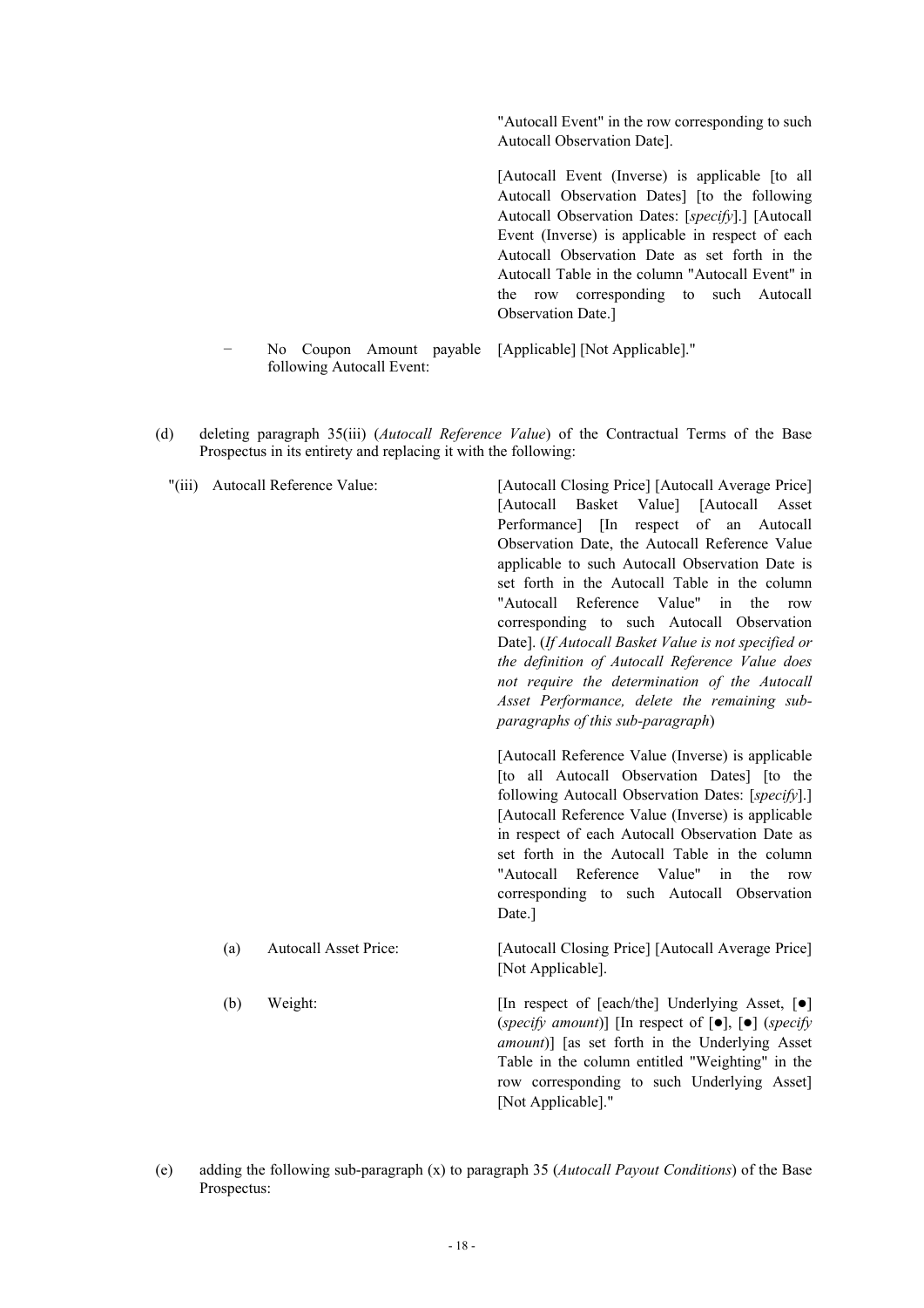"Autocall Event" in the row corresponding to such Autocall Observation Date].

[Autocall Event (Inverse) is applicable [to all Autocall Observation Dates] [to the following Autocall Observation Dates: [*specify*].] [Autocall Event (Inverse) is applicable in respect of each Autocall Observation Date as set forth in the Autocall Table in the column "Autocall Event" in the row corresponding to such Autocall Observation Date.]

− No Coupon Amount payable following Autocall Event: [Applicable] [Not Applicable]."

(d) deleting paragraph 35(iii) (*Autocall Reference Value*) of the Contractual Terms of the Base Prospectus in its entirety and replacing it with the following:

"(iii) Autocall Reference Value: [Autocall Closing Price] [Autocall Average Price] [Autocall Basket Value] [Autocall Asset Performance] [In respect of an Autocall Observation Date, the Autocall Reference Value applicable to such Autocall Observation Date is set forth in the Autocall Table in the column "Autocall Reference Value" in the row corresponding to such Autocall Observation Date]. (*If Autocall Basket Value is not specified or the definition of Autocall Reference Value does not require the determination of the Autocall Asset Performance, delete the remaining sub-paragraphs of this sub-paragraph*)

[Autocall Reference Value (Inverse) is applicable [to all Autocall Observation Dates] [to the following Autocall Observation Dates: [*specify*].] [Autocall Reference Value (Inverse) is applicable in respect of each Autocall Observation Date as set forth in the Autocall Table in the column "Autocall Reference Value" in the row corresponding to such Autocall Observation Date.]

(a) Autocall Asset Price: [Autocall Closing Price] [Autocall Average Price] [Not Applicable].

(b) Weight: [In respect of [each/the] Underlying Asset, [●] (*specify amount*)] [In respect of [●], [●] (*specify amount*)] [as set forth in the Underlying Asset Table in the column entitled "Weighting" in the row corresponding to such Underlying Asset] [Not Applicable]."

(e) adding the following sub-paragraph (x) to paragraph 35 (*Autocall Payout Conditions*) of the Base Prospectus: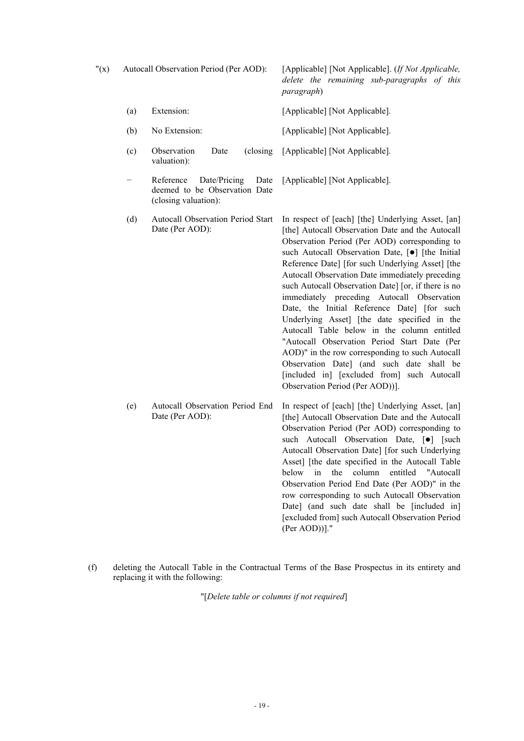"(x) Autocall Observation Period (Per AOD): [Applicable] [Not Applicable]. (*If Not Applicable, delete the remaining sub-paragraphs of this paragraph*)

(a) Extension: [Applicable] [Not Applicable].

(b) No Extension: [Applicable] [Not Applicable].

(c) Observation Date (closing valuation): [Applicable] [Not Applicable].

− Reference Date/Pricing Date deemed to be Observation Date (closing valuation): [Applicable] [Not Applicable].

(d) Autocall Observation Period Start Date (Per AOD): In respect of [each] [the] Underlying Asset, [an] [the] Autocall Observation Date and the Autocall Observation Period (Per AOD) corresponding to such Autocall Observation Date, [●] [the Initial Reference Date] [for such Underlying Asset] [the Autocall Observation Date immediately preceding such Autocall Observation Date] [or, if there is no immediately preceding Autocall Observation Date, the Initial Reference Date] [for such Underlying Asset] [the date specified in the Autocall Table below in the column entitled "Autocall Observation Period Start Date (Per AOD)" in the row corresponding to such Autocall Observation Date] (and such date shall be [included in] [excluded from] such Autocall Observation Period (Per AOD))].

(e) Autocall Observation Period End Date (Per AOD): In respect of [each] [the] Underlying Asset, [an] [the] Autocall Observation Date and the Autocall Observation Period (Per AOD) corresponding to such Autocall Observation Date, [●] [such Autocall Observation Date] [for such Underlying Asset] [the date specified in the Autocall Table below in the column entitled "Autocall Observation Period End Date (Per AOD)" in the row corresponding to such Autocall Observation Date] (and such date shall be [included in] [excluded from] such Autocall Observation Period (Per AOD))]."

(f) deleting the Autocall Table in the Contractual Terms of the Base Prospectus in its entirety and replacing it with the following:

"[*Delete table or columns if not required*]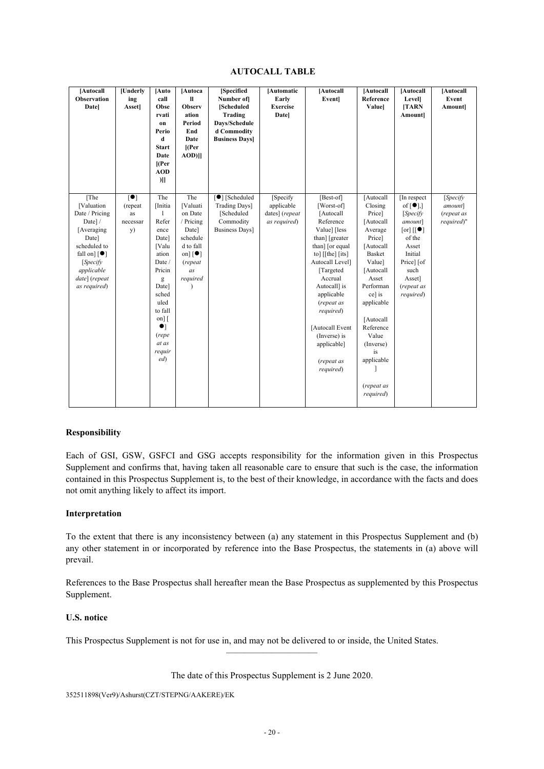**AUTOCALL TABLE**

| [Autocall Observation Date] | [Underlying Asset] | [Autocall Observation Period Start Date [(Per AOD)]] | [Autocall Observation Period End Date [(Per AOD)]] | [Specified Number of] [Scheduled Trading Days/Scheduled Commodity Business Days] | [Automatic Early Exercise Date] | [Autocall Event] | [Autocall Reference Value] | [Autocall Level] [TARN Amount] | [Autocall Event Amount] |
|---|---|---|---|---|---|---|---|---|---|
| [The [Valuation Date / Pricing Date] / [Averaging Date] scheduled to fall on] [●] [*Specify applicable date*] (*repeat as required*) | [●] (repeat as necessary) | The [Initial Reference Date] [Valuation Date / Pricing Date] scheduled to fall on] [●] (*repeat as required*) | The [Valuation Date / Pricing Date] scheduled to fall on] [●] (*repeat as required*) | [●] [Scheduled Trading Days] [Scheduled Commodity Business Days] | [Specify applicable dates] (*repeat as required*) | [Best-of] [Worst-of] [Autocall Reference Value] [less than] [greater than] [or equal to] [[the] [its] Autocall Level] [Targeted Accrual Autocall] is applicable (*repeat as required*) [Autocall Event (Inverse) is applicable] (*repeat as required*) | [Autocall Closing Price] [Autocall Average Price] [Autocall Basket Value] [Autocall Asset Performance] is applicable [Autocall Reference Value (Inverse) is applicable] (*repeat as required*) | [In respect of [●],] [*Specify amount*] [or] [[●] of the Asset Initial Price] [of such Asset] (*repeat as required*) | [*Specify amount*] (*repeat as required*)" |

## Responsibility

Each of GSI, GSW, GSFCI and GSG accepts responsibility for the information given in this Prospectus Supplement and confirms that, having taken all reasonable care to ensure that such is the case, the information contained in this Prospectus Supplement is, to the best of their knowledge, in accordance with the facts and does not omit anything likely to affect its import.

## Interpretation

To the extent that there is any inconsistency between (a) any statement in this Prospectus Supplement and (b) any other statement in or incorporated by reference into the Base Prospectus, the statements in (a) above will prevail.

References to the Base Prospectus shall hereafter mean the Base Prospectus as supplemented by this Prospectus Supplement.

## U.S. notice

This Prospectus Supplement is not for use in, and may not be delivered to or inside, the United States.

The date of this Prospectus Supplement is 2 June 2020.

352511898(Ver9)/Ashurst(CZT/STEPNG/AAKERE)/EK